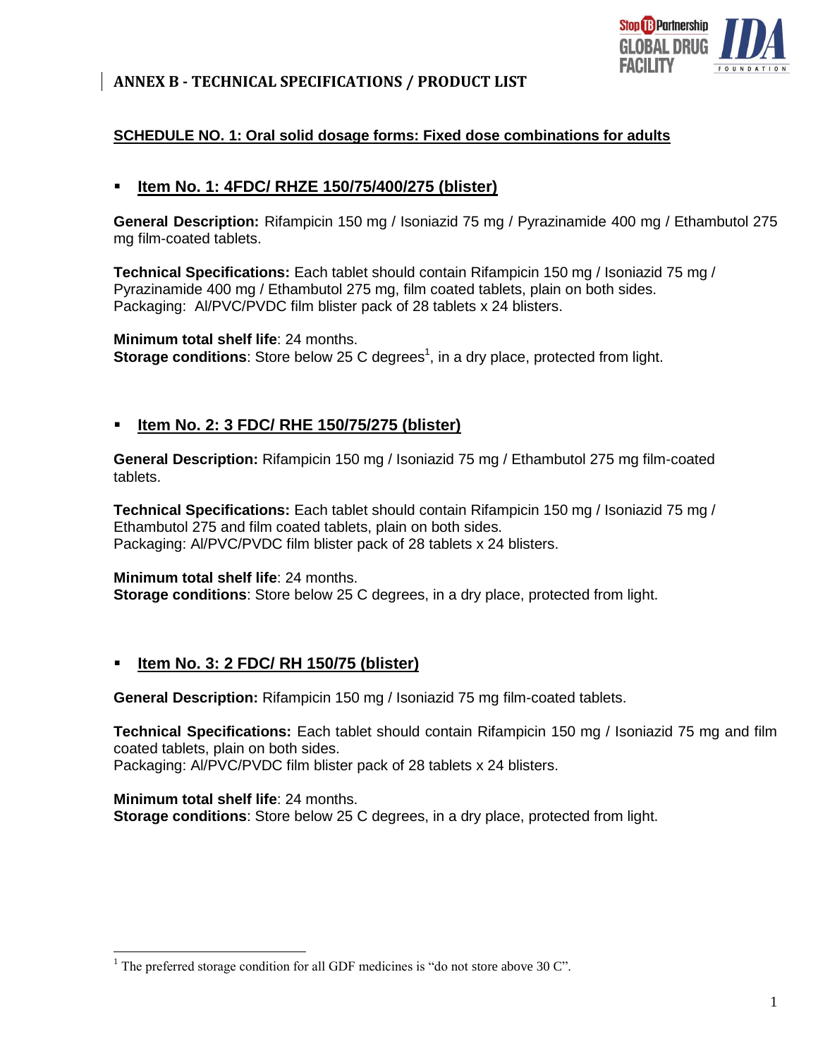# ANNEX B - TECHNICAL SPECIFICATIONS / PRODUCT LIST

## SCHEDULE NO. 1: Oral solid dosage forms: Fixed dose combinations for adults

- ### Item No. 1: 4FDC/ RHZE 150/75/400/275 (blister)

**General Description:** Rifampicin 150 mg / Isoniazid 75 mg / Pyrazinamide 400 mg / Ethambutol 275 mg film-coated tablets.

**Technical Specifications:** Each tablet should contain Rifampicin 150 mg / Isoniazid 75 mg / Pyrazinamide 400 mg / Ethambutol 275 mg, film coated tablets, plain on both sides.
Packaging: Al/PVC/PVDC film blister pack of 28 tablets x 24 blisters.

**Minimum total shelf life**: 24 months.
**Storage conditions**: Store below 25 C degrees[1], in a dry place, protected from light.

- ### Item No. 2: 3 FDC/ RHE 150/75/275 (blister)

**General Description:** Rifampicin 150 mg / Isoniazid 75 mg / Ethambutol 275 mg film-coated tablets.

**Technical Specifications:** Each tablet should contain Rifampicin 150 mg / Isoniazid 75 mg / Ethambutol 275 and film coated tablets, plain on both sides.
Packaging: Al/PVC/PVDC film blister pack of 28 tablets x 24 blisters.

**Minimum total shelf life**: 24 months.
**Storage conditions**: Store below 25 C degrees, in a dry place, protected from light.

- ### Item No. 3: 2 FDC/ RH 150/75 (blister)

**General Description:** Rifampicin 150 mg / Isoniazid 75 mg film-coated tablets.

**Technical Specifications:** Each tablet should contain Rifampicin 150 mg / Isoniazid 75 mg and film coated tablets, plain on both sides.
Packaging: Al/PVC/PVDC film blister pack of 28 tablets x 24 blisters.

**Minimum total shelf life**: 24 months.
**Storage conditions**: Store below 25 C degrees, in a dry place, protected from light.

---

[1] The preferred storage condition for all GDF medicines is "do not store above 30 C".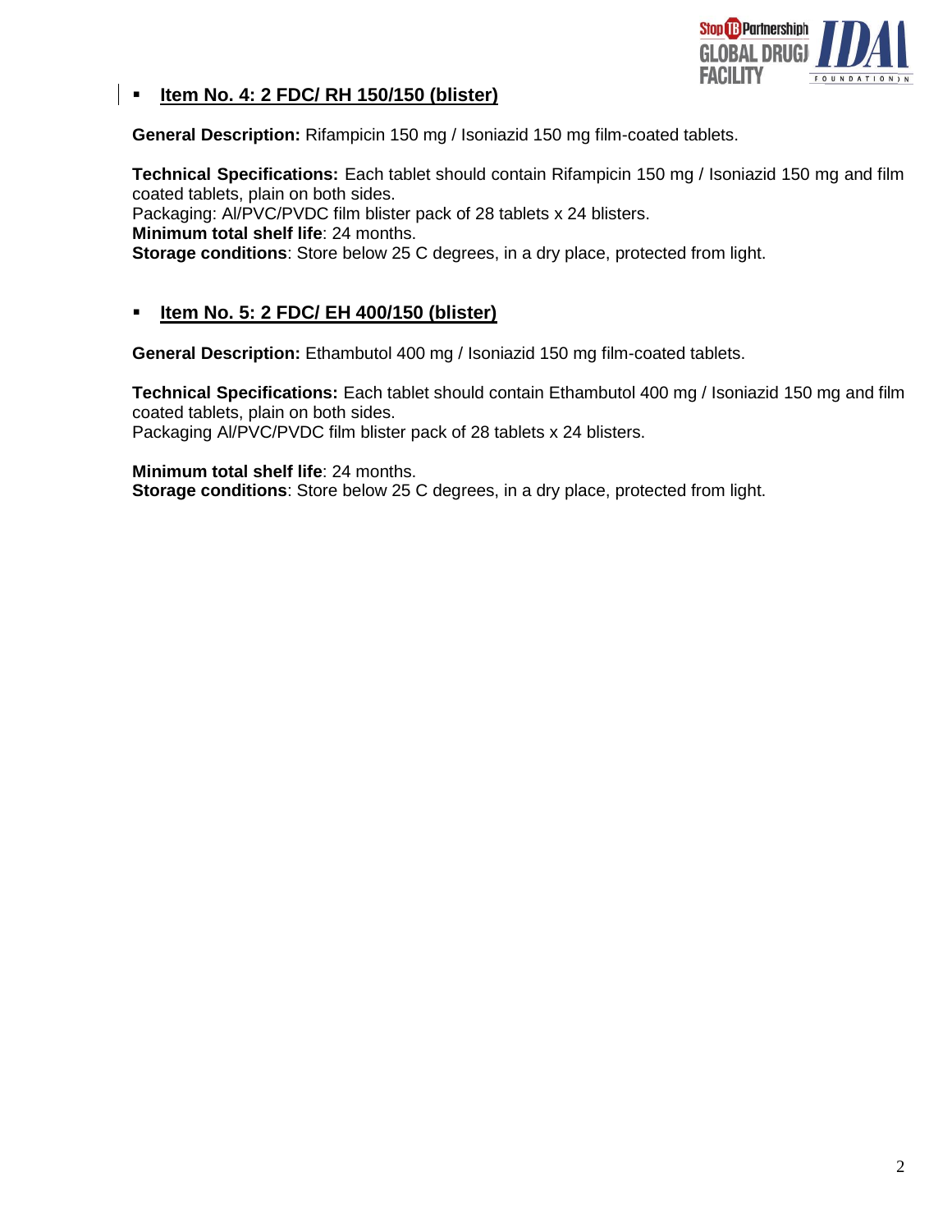- **Item No. 4: 2 FDC/ RH 150/150 (blister)**

**General Description:** Rifampicin 150 mg / Isoniazid 150 mg film-coated tablets.

**Technical Specifications:** Each tablet should contain Rifampicin 150 mg / Isoniazid 150 mg and film coated tablets, plain on both sides.
Packaging: Al/PVC/PVDC film blister pack of 28 tablets x 24 blisters.
**Minimum total shelf life**: 24 months.
**Storage conditions**: Store below 25 C degrees, in a dry place, protected from light.

- **Item No. 5: 2 FDC/ EH 400/150 (blister)**

**General Description:** Ethambutol 400 mg / Isoniazid 150 mg film-coated tablets.

**Technical Specifications:** Each tablet should contain Ethambutol 400 mg / Isoniazid 150 mg and film coated tablets, plain on both sides.
Packaging Al/PVC/PVDC film blister pack of 28 tablets x 24 blisters.

**Minimum total shelf life**: 24 months.
**Storage conditions**: Store below 25 C degrees, in a dry place, protected from light.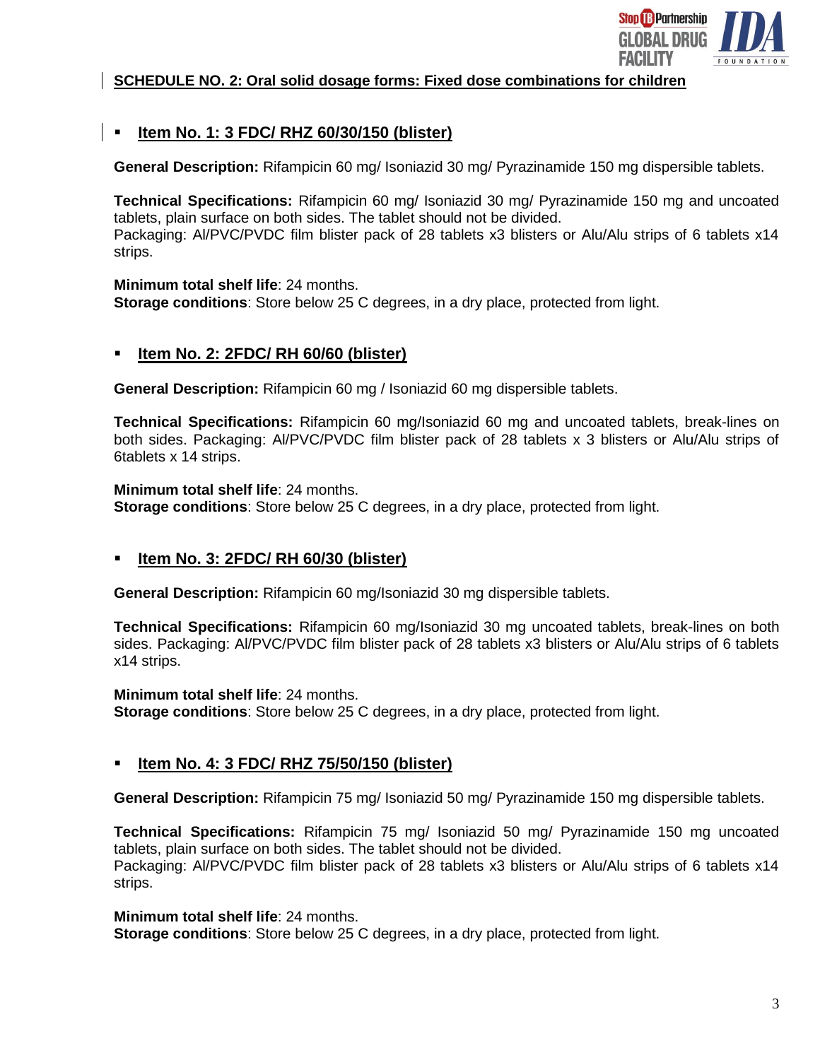## SCHEDULE NO. 2: Oral solid dosage forms: Fixed dose combinations for children

- ### Item No. 1: 3 FDC/ RHZ 60/30/150 (blister)

**General Description:** Rifampicin 60 mg/ Isoniazid 30 mg/ Pyrazinamide 150 mg dispersible tablets.

**Technical Specifications:** Rifampicin 60 mg/ Isoniazid 30 mg/ Pyrazinamide 150 mg and uncoated tablets, plain surface on both sides. The tablet should not be divided.
Packaging: Al/PVC/PVDC film blister pack of 28 tablets x3 blisters or Alu/Alu strips of 6 tablets x14 strips.

**Minimum total shelf life**: 24 months.
**Storage conditions**: Store below 25 C degrees, in a dry place, protected from light.

- ### Item No. 2: 2FDC/ RH 60/60 (blister)

**General Description:** Rifampicin 60 mg / Isoniazid 60 mg dispersible tablets.

**Technical Specifications:** Rifampicin 60 mg/Isoniazid 60 mg and uncoated tablets, break-lines on both sides. Packaging: Al/PVC/PVDC film blister pack of 28 tablets x 3 blisters or Alu/Alu strips of 6tablets x 14 strips.

**Minimum total shelf life**: 24 months.
**Storage conditions**: Store below 25 C degrees, in a dry place, protected from light.

- ### Item No. 3: 2FDC/ RH 60/30 (blister)

**General Description:** Rifampicin 60 mg/Isoniazid 30 mg dispersible tablets.

**Technical Specifications:** Rifampicin 60 mg/Isoniazid 30 mg uncoated tablets, break-lines on both sides. Packaging: Al/PVC/PVDC film blister pack of 28 tablets x3 blisters or Alu/Alu strips of 6 tablets x14 strips.

**Minimum total shelf life**: 24 months.
**Storage conditions**: Store below 25 C degrees, in a dry place, protected from light.

- ### Item No. 4: 3 FDC/ RHZ 75/50/150 (blister)

**General Description:** Rifampicin 75 mg/ Isoniazid 50 mg/ Pyrazinamide 150 mg dispersible tablets.

**Technical Specifications:** Rifampicin 75 mg/ Isoniazid 50 mg/ Pyrazinamide 150 mg uncoated tablets, plain surface on both sides. The tablet should not be divided.
Packaging: Al/PVC/PVDC film blister pack of 28 tablets x3 blisters or Alu/Alu strips of 6 tablets x14 strips.

**Minimum total shelf life**: 24 months.
**Storage conditions**: Store below 25 C degrees, in a dry place, protected from light.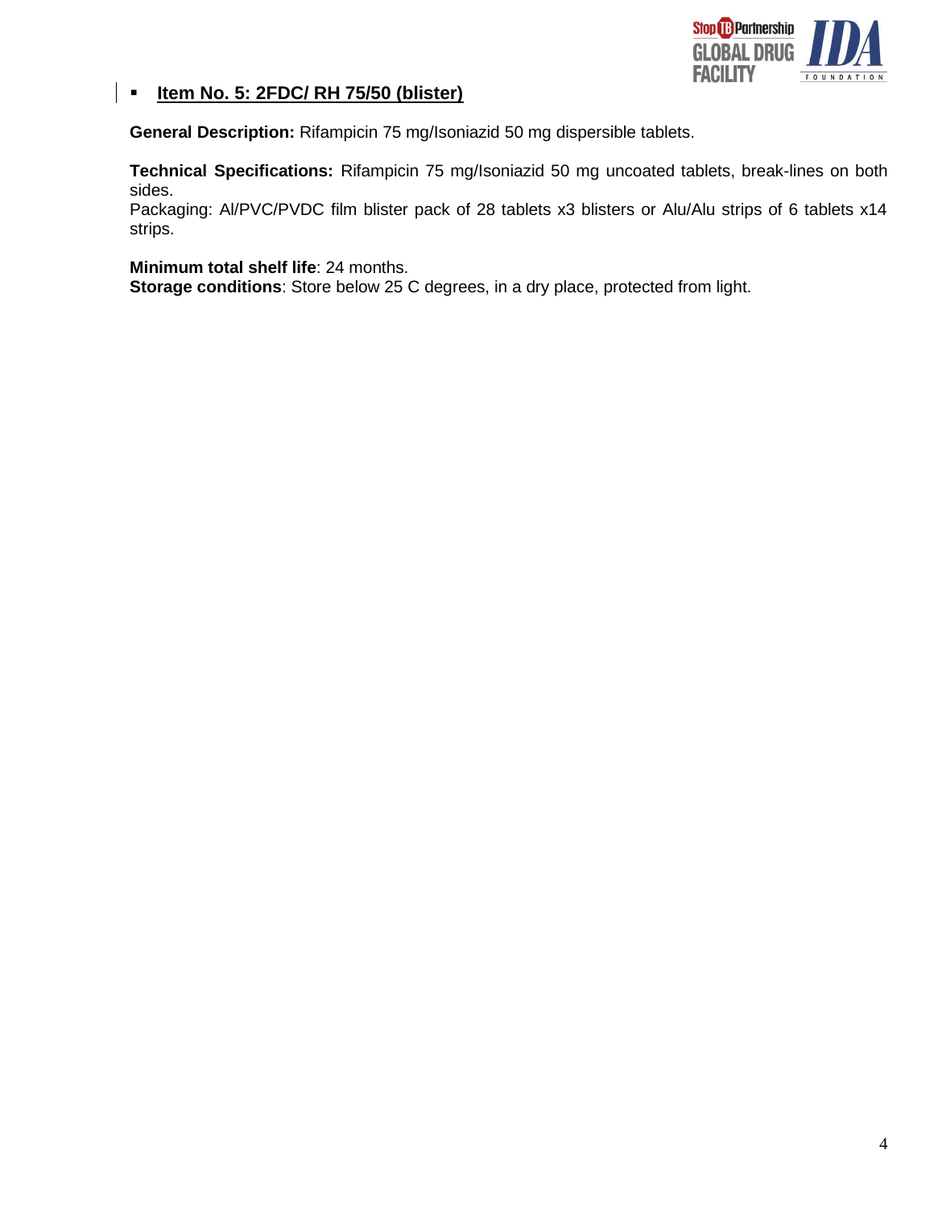- **Item No. 5: 2FDC/ RH 75/50 (blister)**

**General Description:** Rifampicin 75 mg/Isoniazid 50 mg dispersible tablets.

**Technical Specifications:** Rifampicin 75 mg/Isoniazid 50 mg uncoated tablets, break-lines on both sides.
Packaging: Al/PVC/PVDC film blister pack of 28 tablets x3 blisters or Alu/Alu strips of 6 tablets x14 strips.

**Minimum total shelf life**: 24 months.
**Storage conditions**: Store below 25 C degrees, in a dry place, protected from light.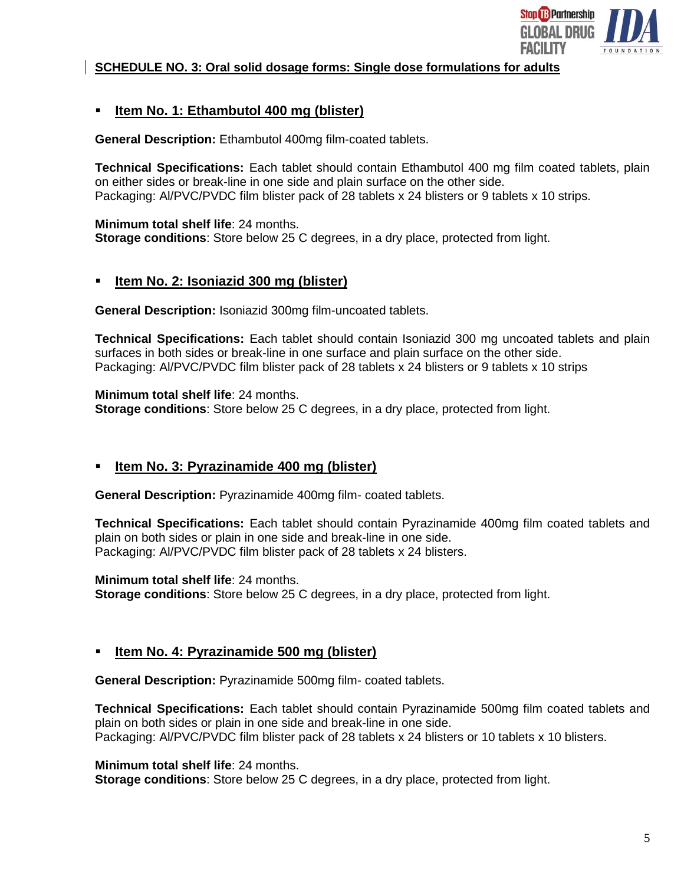## SCHEDULE NO. 3: Oral solid dosage forms: Single dose formulations for adults

- ### Item No. 1: Ethambutol 400 mg (blister)

**General Description:** Ethambutol 400mg film-coated tablets.

**Technical Specifications:** Each tablet should contain Ethambutol 400 mg film coated tablets, plain on either sides or break-line in one side and plain surface on the other side.
Packaging: Al/PVC/PVDC film blister pack of 28 tablets x 24 blisters or 9 tablets x 10 strips.

**Minimum total shelf life**: 24 months.
**Storage conditions**: Store below 25 C degrees, in a dry place, protected from light.

- ### Item No. 2: Isoniazid 300 mg (blister)

**General Description:** Isoniazid 300mg film-uncoated tablets.

**Technical Specifications:** Each tablet should contain Isoniazid 300 mg uncoated tablets and plain surfaces in both sides or break-line in one surface and plain surface on the other side.
Packaging: Al/PVC/PVDC film blister pack of 28 tablets x 24 blisters or 9 tablets x 10 strips

**Minimum total shelf life**: 24 months.
**Storage conditions**: Store below 25 C degrees, in a dry place, protected from light.

- ### Item No. 3: Pyrazinamide 400 mg (blister)

**General Description:** Pyrazinamide 400mg film- coated tablets.

**Technical Specifications:** Each tablet should contain Pyrazinamide 400mg film coated tablets and plain on both sides or plain in one side and break-line in one side.
Packaging: Al/PVC/PVDC film blister pack of 28 tablets x 24 blisters.

**Minimum total shelf life**: 24 months.
**Storage conditions**: Store below 25 C degrees, in a dry place, protected from light.

- ### Item No. 4: Pyrazinamide 500 mg (blister)

**General Description:** Pyrazinamide 500mg film- coated tablets.

**Technical Specifications:** Each tablet should contain Pyrazinamide 500mg film coated tablets and plain on both sides or plain in one side and break-line in one side.
Packaging: Al/PVC/PVDC film blister pack of 28 tablets x 24 blisters or 10 tablets x 10 blisters.

**Minimum total shelf life**: 24 months.
**Storage conditions**: Store below 25 C degrees, in a dry place, protected from light.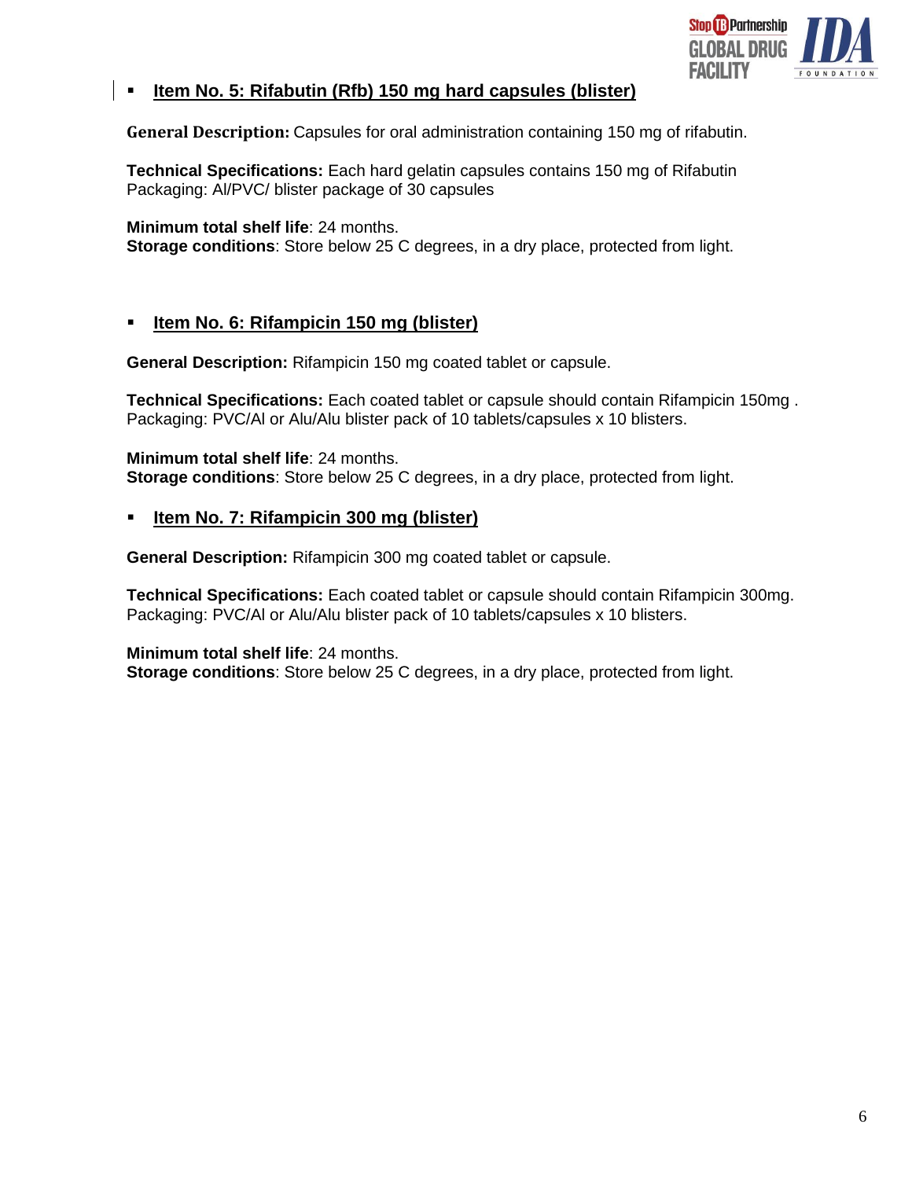- **Item No. 5: Rifabutin (Rfb) 150 mg hard capsules (blister)**

**General Description:** Capsules for oral administration containing 150 mg of rifabutin.

**Technical Specifications:** Each hard gelatin capsules contains 150 mg of Rifabutin
Packaging: Al/PVC/ blister package of 30 capsules

**Minimum total shelf life**: 24 months.
**Storage conditions**: Store below 25 C degrees, in a dry place, protected from light.

- **Item No. 6: Rifampicin 150 mg (blister)**

**General Description:** Rifampicin 150 mg coated tablet or capsule.

**Technical Specifications:** Each coated tablet or capsule should contain Rifampicin 150mg .
Packaging: PVC/Al or Alu/Alu blister pack of 10 tablets/capsules x 10 blisters.

**Minimum total shelf life**: 24 months.
**Storage conditions**: Store below 25 C degrees, in a dry place, protected from light.

- **Item No. 7: Rifampicin 300 mg (blister)**

**General Description:** Rifampicin 300 mg coated tablet or capsule.

**Technical Specifications:** Each coated tablet or capsule should contain Rifampicin 300mg.
Packaging: PVC/Al or Alu/Alu blister pack of 10 tablets/capsules x 10 blisters.

**Minimum total shelf life**: 24 months.
**Storage conditions**: Store below 25 C degrees, in a dry place, protected from light.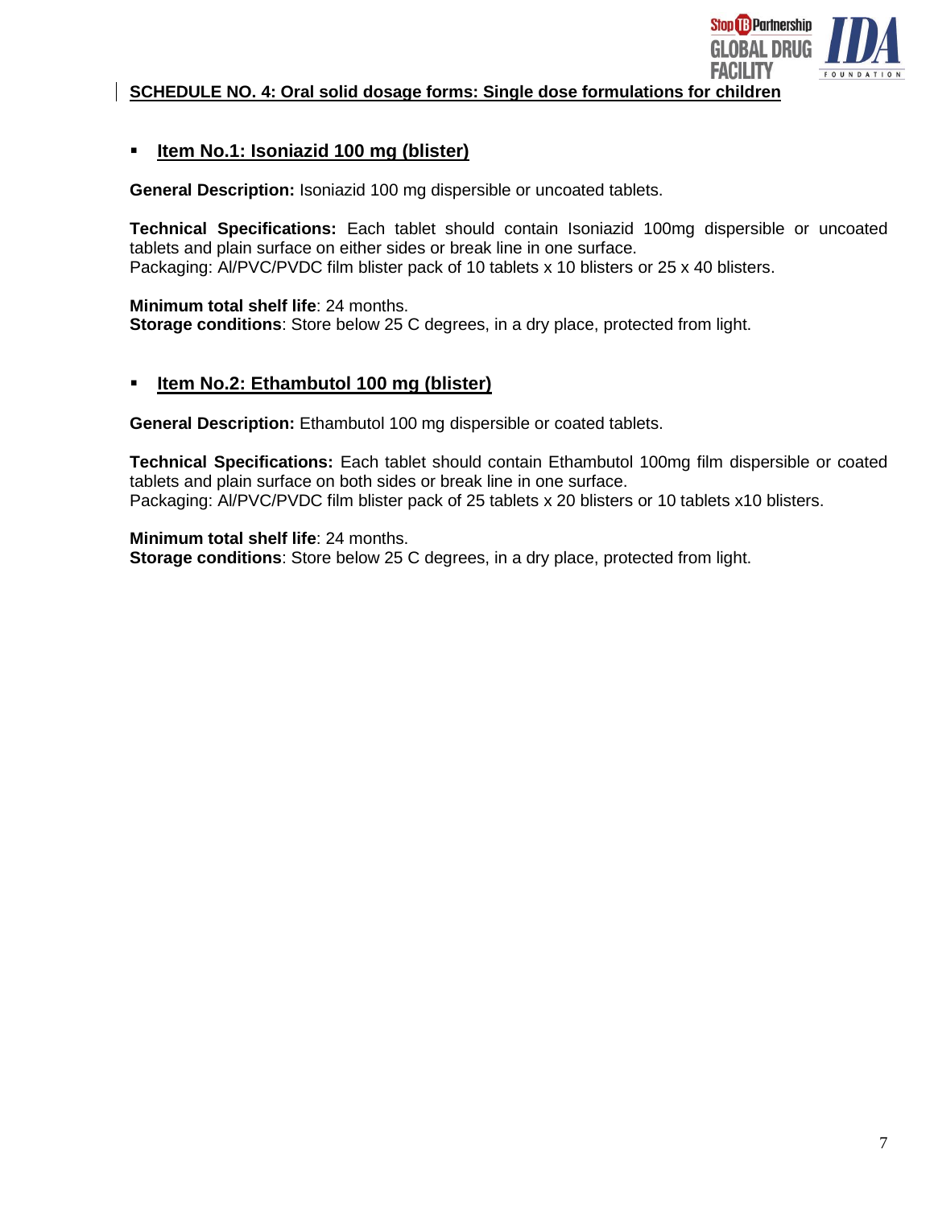**SCHEDULE NO. 4: Oral solid dosage forms: Single dose formulations for children**

- **Item No.1: Isoniazid 100 mg (blister)**

**General Description:** Isoniazid 100 mg dispersible or uncoated tablets.

**Technical Specifications:** Each tablet should contain Isoniazid 100mg dispersible or uncoated tablets and plain surface on either sides or break line in one surface.
Packaging: Al/PVC/PVDC film blister pack of 10 tablets x 10 blisters or 25 x 40 blisters.

**Minimum total shelf life**: 24 months.
**Storage conditions**: Store below 25 C degrees, in a dry place, protected from light.

- **Item No.2: Ethambutol 100 mg (blister)**

**General Description:** Ethambutol 100 mg dispersible or coated tablets.

**Technical Specifications:** Each tablet should contain Ethambutol 100mg film dispersible or coated tablets and plain surface on both sides or break line in one surface.
Packaging: Al/PVC/PVDC film blister pack of 25 tablets x 20 blisters or 10 tablets x10 blisters.

**Minimum total shelf life**: 24 months.
**Storage conditions**: Store below 25 C degrees, in a dry place, protected from light.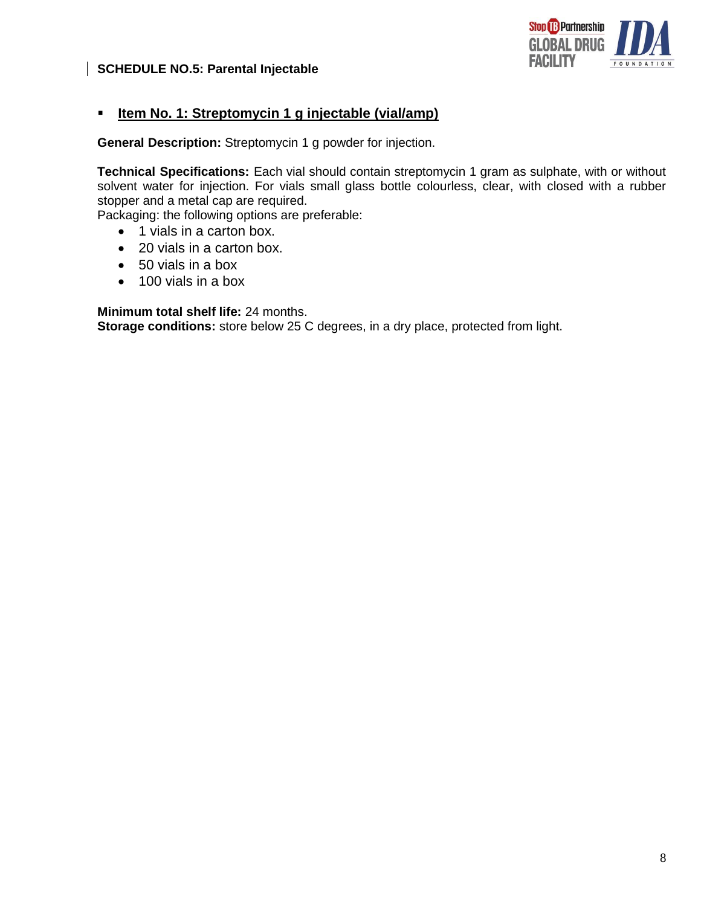## SCHEDULE NO.5: Parental Injectable

- **Item No. 1: Streptomycin 1 g injectable (vial/amp)**

**General Description:** Streptomycin 1 g powder for injection.

**Technical Specifications:** Each vial should contain streptomycin 1 gram as sulphate, with or without solvent water for injection. For vials small glass bottle colourless, clear, with closed with a rubber stopper and a metal cap are required.
Packaging: the following options are preferable:

- 1 vials in a carton box.
- 20 vials in a carton box.
- 50 vials in a box
- 100 vials in a box

**Minimum total shelf life:** 24 months.
**Storage conditions:** store below 25 C degrees, in a dry place, protected from light.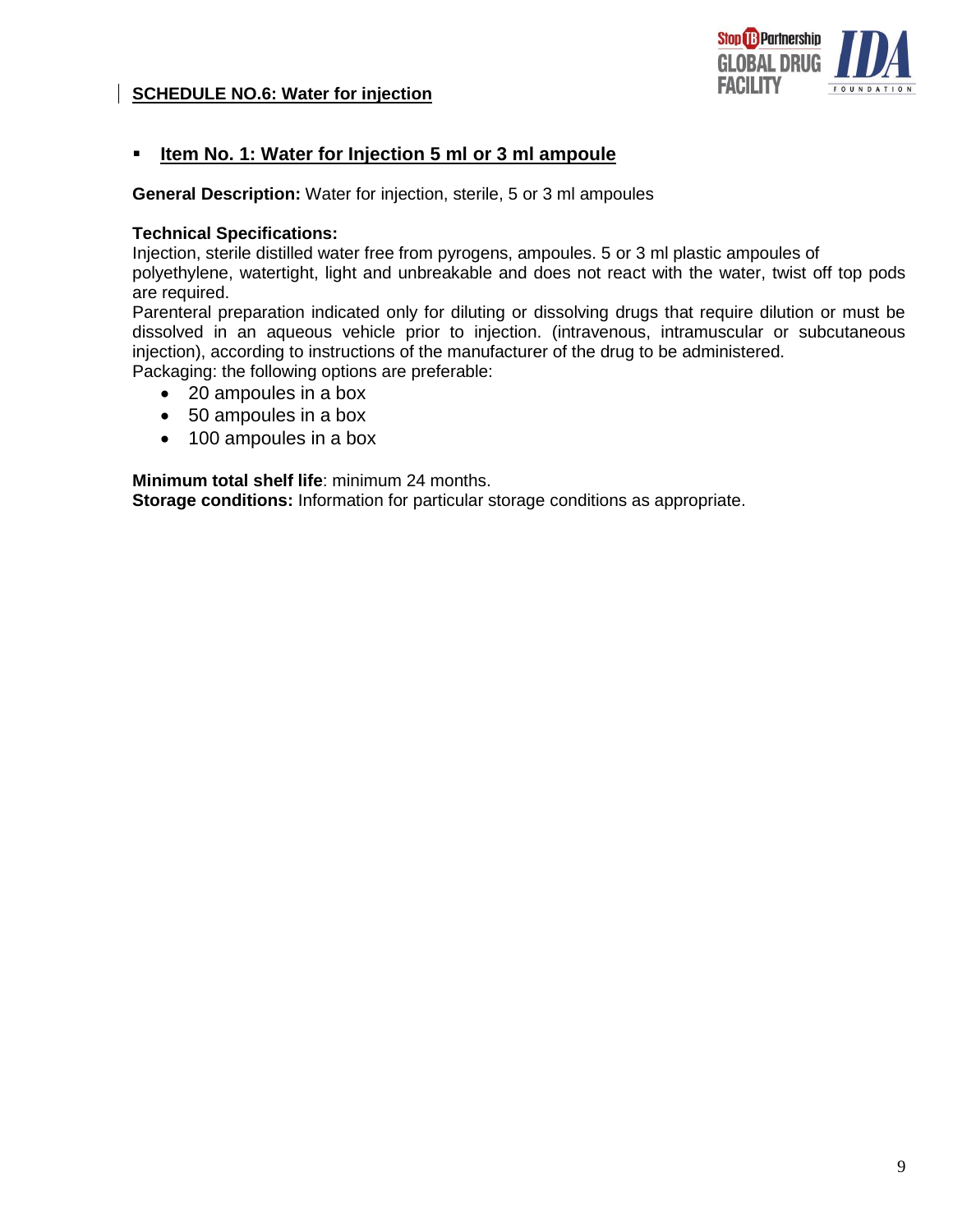## SCHEDULE NO.6: Water for injection

- ### Item No. 1: Water for Injection 5 ml or 3 ml ampoule

**General Description:** Water for injection, sterile, 5 or 3 ml ampoules

**Technical Specifications:**
Injection, sterile distilled water free from pyrogens, ampoules. 5 or 3 ml plastic ampoules of polyethylene, watertight, light and unbreakable and does not react with the water, twist off top pods are required.
Parenteral preparation indicated only for diluting or dissolving drugs that require dilution or must be dissolved in an aqueous vehicle prior to injection. (intravenous, intramuscular or subcutaneous injection), according to instructions of the manufacturer of the drug to be administered.
Packaging: the following options are preferable:

- 20 ampoules in a box
- 50 ampoules in a box
- 100 ampoules in a box

**Minimum total shelf life**: minimum 24 months.
**Storage conditions:** Information for particular storage conditions as appropriate.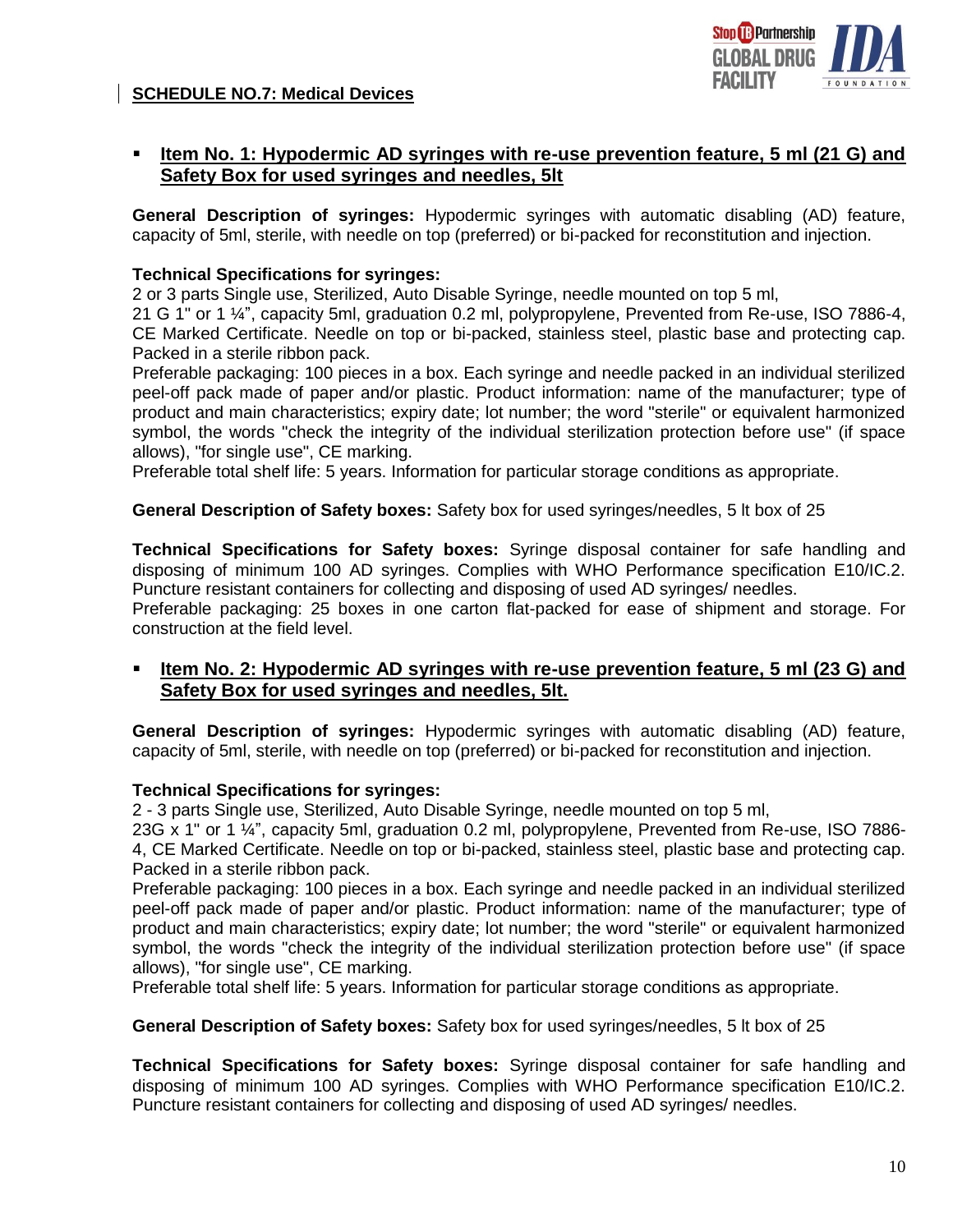## SCHEDULE NO.7: Medical Devices

- **Item No. 1: Hypodermic AD syringes with re-use prevention feature, 5 ml (21 G) and Safety Box for used syringes and needles, 5lt**

**General Description of syringes:** Hypodermic syringes with automatic disabling (AD) feature, capacity of 5ml, sterile, with needle on top (preferred) or bi-packed for reconstitution and injection.

**Technical Specifications for syringes:**
2 or 3 parts Single use, Sterilized, Auto Disable Syringe, needle mounted on top 5 ml,
21 G 1" or 1 ¼", capacity 5ml, graduation 0.2 ml, polypropylene, Prevented from Re-use, ISO 7886-4, CE Marked Certificate. Needle on top or bi-packed, stainless steel, plastic base and protecting cap. Packed in a sterile ribbon pack.
Preferable packaging: 100 pieces in a box. Each syringe and needle packed in an individual sterilized peel-off pack made of paper and/or plastic. Product information: name of the manufacturer; type of product and main characteristics; expiry date; lot number; the word "sterile" or equivalent harmonized symbol, the words "check the integrity of the individual sterilization protection before use" (if space allows), "for single use", CE marking.
Preferable total shelf life: 5 years. Information for particular storage conditions as appropriate.

**General Description of Safety boxes:** Safety box for used syringes/needles, 5 lt box of 25

**Technical Specifications for Safety boxes:** Syringe disposal container for safe handling and disposing of minimum 100 AD syringes. Complies with WHO Performance specification E10/IC.2. Puncture resistant containers for collecting and disposing of used AD syringes/ needles.
Preferable packaging: 25 boxes in one carton flat-packed for ease of shipment and storage. For construction at the field level.

- **Item No. 2: Hypodermic AD syringes with re-use prevention feature, 5 ml (23 G) and Safety Box for used syringes and needles, 5lt.**

**General Description of syringes:** Hypodermic syringes with automatic disabling (AD) feature, capacity of 5ml, sterile, with needle on top (preferred) or bi-packed for reconstitution and injection.

**Technical Specifications for syringes:**
2 - 3 parts Single use, Sterilized, Auto Disable Syringe, needle mounted on top 5 ml,
23G x 1" or 1 ¼", capacity 5ml, graduation 0.2 ml, polypropylene, Prevented from Re-use, ISO 7886-4, CE Marked Certificate. Needle on top or bi-packed, stainless steel, plastic base and protecting cap. Packed in a sterile ribbon pack.
Preferable packaging: 100 pieces in a box. Each syringe and needle packed in an individual sterilized peel-off pack made of paper and/or plastic. Product information: name of the manufacturer; type of product and main characteristics; expiry date; lot number; the word "sterile" or equivalent harmonized symbol, the words "check the integrity of the individual sterilization protection before use" (if space allows), "for single use", CE marking.
Preferable total shelf life: 5 years. Information for particular storage conditions as appropriate.

**General Description of Safety boxes:** Safety box for used syringes/needles, 5 lt box of 25

**Technical Specifications for Safety boxes:** Syringe disposal container for safe handling and disposing of minimum 100 AD syringes. Complies with WHO Performance specification E10/IC.2. Puncture resistant containers for collecting and disposing of used AD syringes/ needles.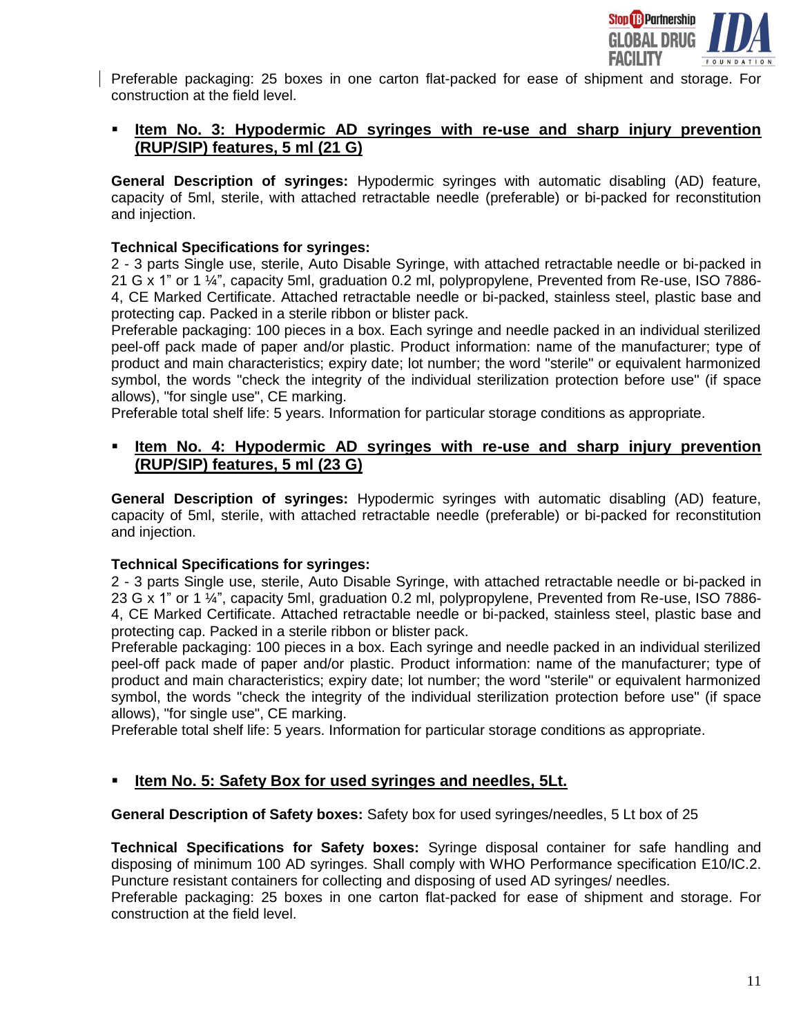Preferable packaging: 25 boxes in one carton flat-packed for ease of shipment and storage. For construction at the field level.

- **Item No. 3: Hypodermic AD syringes with re-use and sharp injury prevention (RUP/SIP) features, 5 ml (21 G)**

**General Description of syringes:** Hypodermic syringes with automatic disabling (AD) feature, capacity of 5ml, sterile, with attached retractable needle (preferable) or bi-packed for reconstitution and injection.

**Technical Specifications for syringes:**
2 - 3 parts Single use, sterile, Auto Disable Syringe, with attached retractable needle or bi-packed in 21 G x 1" or 1 ¼", capacity 5ml, graduation 0.2 ml, polypropylene, Prevented from Re-use, ISO 7886-4, CE Marked Certificate. Attached retractable needle or bi-packed, stainless steel, plastic base and protecting cap. Packed in a sterile ribbon or blister pack.
Preferable packaging: 100 pieces in a box. Each syringe and needle packed in an individual sterilized peel-off pack made of paper and/or plastic. Product information: name of the manufacturer; type of product and main characteristics; expiry date; lot number; the word "sterile" or equivalent harmonized symbol, the words "check the integrity of the individual sterilization protection before use" (if space allows), "for single use", CE marking.
Preferable total shelf life: 5 years. Information for particular storage conditions as appropriate.

- **Item No. 4: Hypodermic AD syringes with re-use and sharp injury prevention (RUP/SIP) features, 5 ml (23 G)**

**General Description of syringes:** Hypodermic syringes with automatic disabling (AD) feature, capacity of 5ml, sterile, with attached retractable needle (preferable) or bi-packed for reconstitution and injection.

**Technical Specifications for syringes:**
2 - 3 parts Single use, sterile, Auto Disable Syringe, with attached retractable needle or bi-packed in 23 G x 1" or 1 ¼", capacity 5ml, graduation 0.2 ml, polypropylene, Prevented from Re-use, ISO 7886-4, CE Marked Certificate. Attached retractable needle or bi-packed, stainless steel, plastic base and protecting cap. Packed in a sterile ribbon or blister pack.
Preferable packaging: 100 pieces in a box. Each syringe and needle packed in an individual sterilized peel-off pack made of paper and/or plastic. Product information: name of the manufacturer; type of product and main characteristics; expiry date; lot number; the word "sterile" or equivalent harmonized symbol, the words "check the integrity of the individual sterilization protection before use" (if space allows), "for single use", CE marking.
Preferable total shelf life: 5 years. Information for particular storage conditions as appropriate.

- **Item No. 5: Safety Box for used syringes and needles, 5Lt.**

**General Description of Safety boxes:** Safety box for used syringes/needles, 5 Lt box of 25

**Technical Specifications for Safety boxes:** Syringe disposal container for safe handling and disposing of minimum 100 AD syringes. Shall comply with WHO Performance specification E10/IC.2. Puncture resistant containers for collecting and disposing of used AD syringes/ needles.
Preferable packaging: 25 boxes in one carton flat-packed for ease of shipment and storage. For construction at the field level.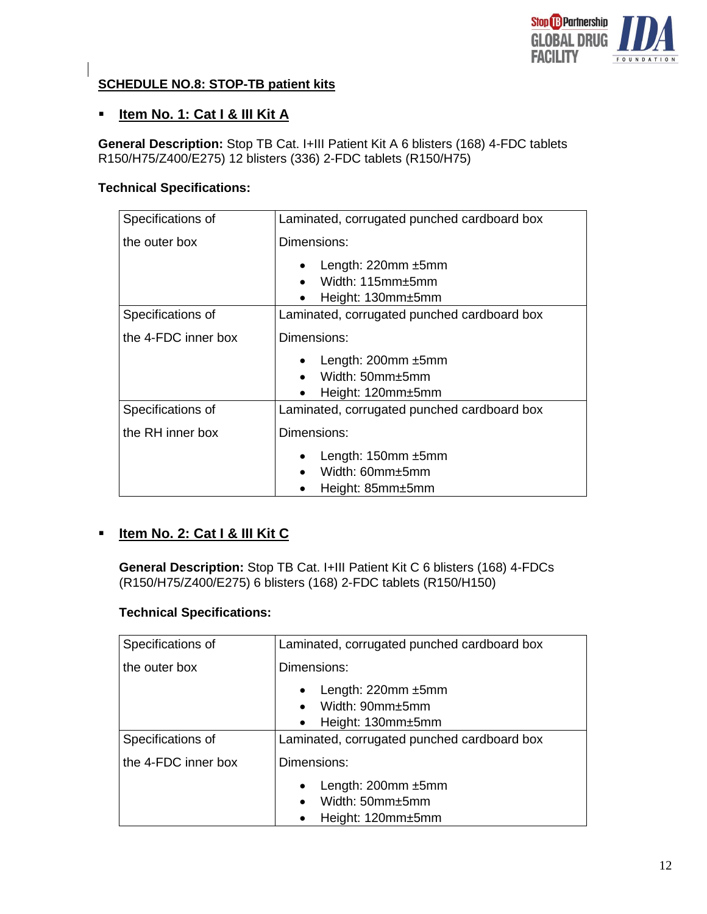## SCHEDULE NO.8: STOP-TB patient kits

- **Item No. 1: Cat I & III Kit A**

**General Description:** Stop TB Cat. I+III Patient Kit A 6 blisters (168) 4-FDC tablets R150/H75/Z400/E275) 12 blisters (336) 2-FDC tablets (R150/H75)

**Technical Specifications:**

| | |
|---|---|
| Specifications of the outer box | Laminated, corrugated punched cardboard box<br>Dimensions:<br>• Length: 220mm ±5mm<br>• Width: 115mm±5mm<br>• Height: 130mm±5mm |
| Specifications of the 4-FDC inner box | Laminated, corrugated punched cardboard box<br>Dimensions:<br>• Length: 200mm ±5mm<br>• Width: 50mm±5mm<br>• Height: 120mm±5mm |
| Specifications of the RH inner box | Laminated, corrugated punched cardboard box<br>Dimensions:<br>• Length: 150mm ±5mm<br>• Width: 60mm±5mm<br>• Height: 85mm±5mm |

- **Item No. 2: Cat I & III Kit C**

**General Description:** Stop TB Cat. I+III Patient Kit C 6 blisters (168) 4-FDCs (R150/H75/Z400/E275) 6 blisters (168) 2-FDC tablets (R150/H150)

**Technical Specifications:**

| | |
|---|---|
| Specifications of the outer box | Laminated, corrugated punched cardboard box<br>Dimensions:<br>• Length: 220mm ±5mm<br>• Width: 90mm±5mm<br>• Height: 130mm±5mm |
| Specifications of the 4-FDC inner box | Laminated, corrugated punched cardboard box<br>Dimensions:<br>• Length: 200mm ±5mm<br>• Width: 50mm±5mm<br>• Height: 120mm±5mm |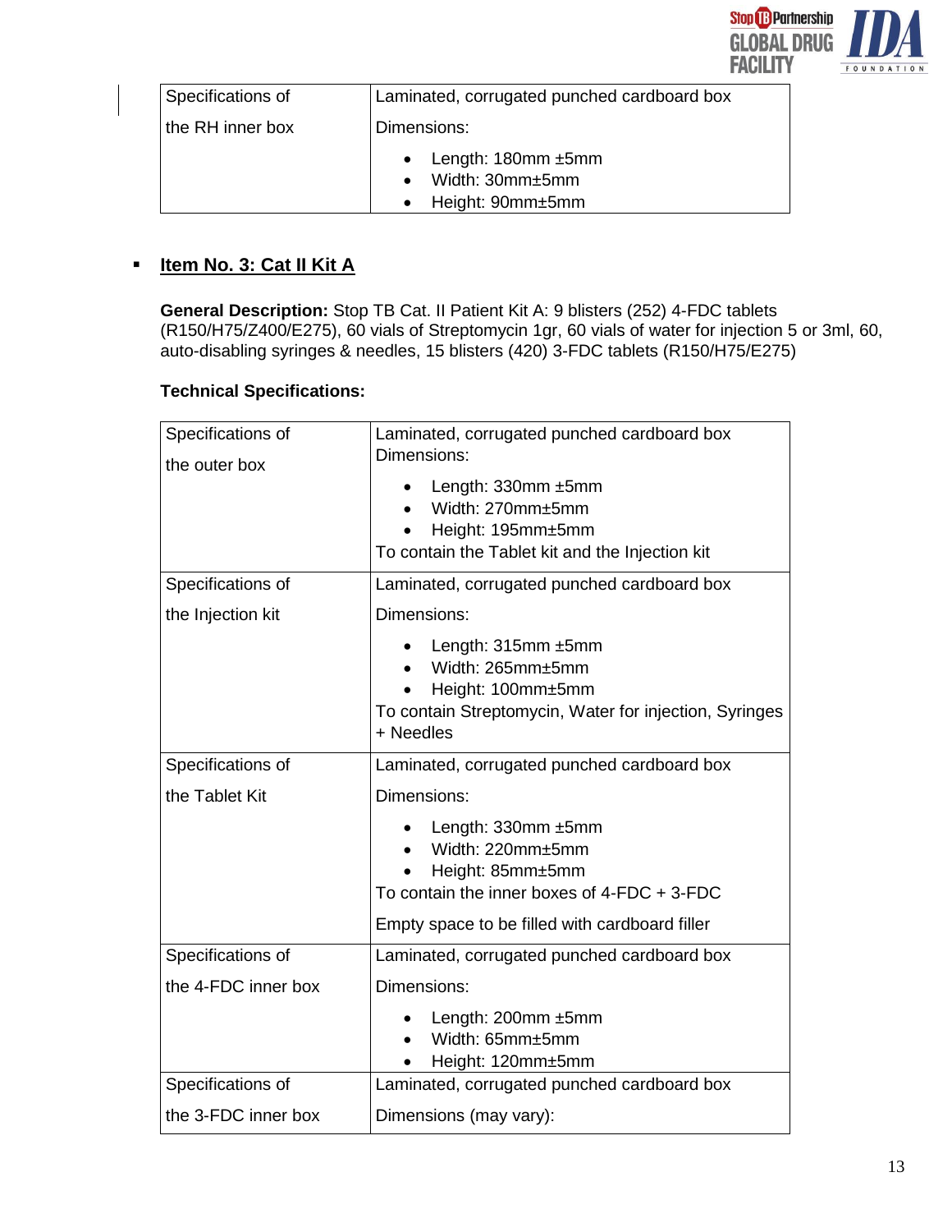| Specifications of the RH inner box | Laminated, corrugated punched cardboard box<br>Dimensions:<br>• Length: 180mm ±5mm<br>• Width: 30mm±5mm<br>• Height: 90mm±5mm |
|---|---|

- **Item No. 3: Cat II Kit A**

**General Description:** Stop TB Cat. II Patient Kit A: 9 blisters (252) 4-FDC tablets (R150/H75/Z400/E275), 60 vials of Streptomycin 1gr, 60 vials of water for injection 5 or 3ml, 60, auto-disabling syringes & needles, 15 blisters (420) 3-FDC tablets (R150/H75/E275)

**Technical Specifications:**

| Specifications of the outer box | Laminated, corrugated punched cardboard box<br>Dimensions:<br>• Length: 330mm ±5mm<br>• Width: 270mm±5mm<br>• Height: 195mm±5mm<br>To contain the Tablet kit and the Injection kit |
|---|---|
| Specifications of the Injection kit | Laminated, corrugated punched cardboard box<br>Dimensions:<br>• Length: 315mm ±5mm<br>• Width: 265mm±5mm<br>• Height: 100mm±5mm<br>To contain Streptomycin, Water for injection, Syringes + Needles |
| Specifications of the Tablet Kit | Laminated, corrugated punched cardboard box<br>Dimensions:<br>• Length: 330mm ±5mm<br>• Width: 220mm±5mm<br>• Height: 85mm±5mm<br>To contain the inner boxes of 4-FDC + 3-FDC<br>Empty space to be filled with cardboard filler |
| Specifications of the 4-FDC inner box | Laminated, corrugated punched cardboard box<br>Dimensions:<br>• Length: 200mm ±5mm<br>• Width: 65mm±5mm<br>• Height: 120mm±5mm |
| Specifications of the 3-FDC inner box | Laminated, corrugated punched cardboard box<br>Dimensions (may vary): |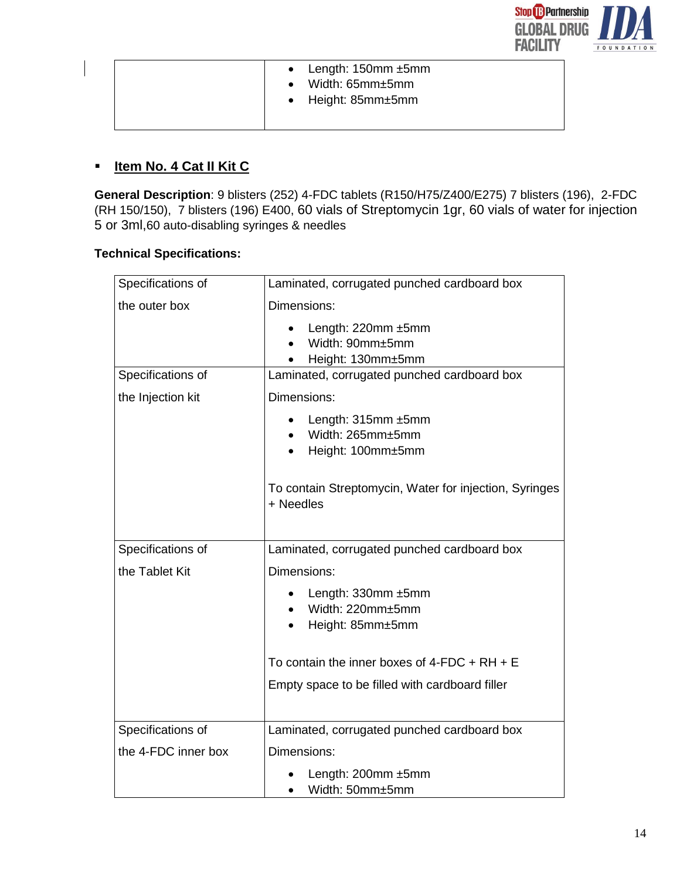| | |
|---|---|
| | • Length: 150mm ±5mm<br>• Width: 65mm±5mm<br>• Height: 85mm±5mm |

- **Item No. 4 Cat II Kit C**

**General Description**: 9 blisters (252) 4-FDC tablets (R150/H75/Z400/E275) 7 blisters (196), 2-FDC (RH 150/150), 7 blisters (196) E400, 60 vials of Streptomycin 1gr, 60 vials of water for injection 5 or 3ml,60 auto-disabling syringes & needles

**Technical Specifications:**

| | |
|---|---|
| Specifications of the outer box | Laminated, corrugated punched cardboard box<br>Dimensions:<br>• Length: 220mm ±5mm<br>• Width: 90mm±5mm<br>• Height: 130mm±5mm |
| Specifications of the Injection kit | Laminated, corrugated punched cardboard box<br>Dimensions:<br>• Length: 315mm ±5mm<br>• Width: 265mm±5mm<br>• Height: 100mm±5mm<br><br>To contain Streptomycin, Water for injection, Syringes + Needles |
| Specifications of the Tablet Kit | Laminated, corrugated punched cardboard box<br>Dimensions:<br>• Length: 330mm ±5mm<br>• Width: 220mm±5mm<br>• Height: 85mm±5mm<br><br>To contain the inner boxes of 4-FDC + RH + E<br>Empty space to be filled with cardboard filler |
| Specifications of the 4-FDC inner box | Laminated, corrugated punched cardboard box<br>Dimensions:<br>• Length: 200mm ±5mm<br>• Width: 50mm±5mm |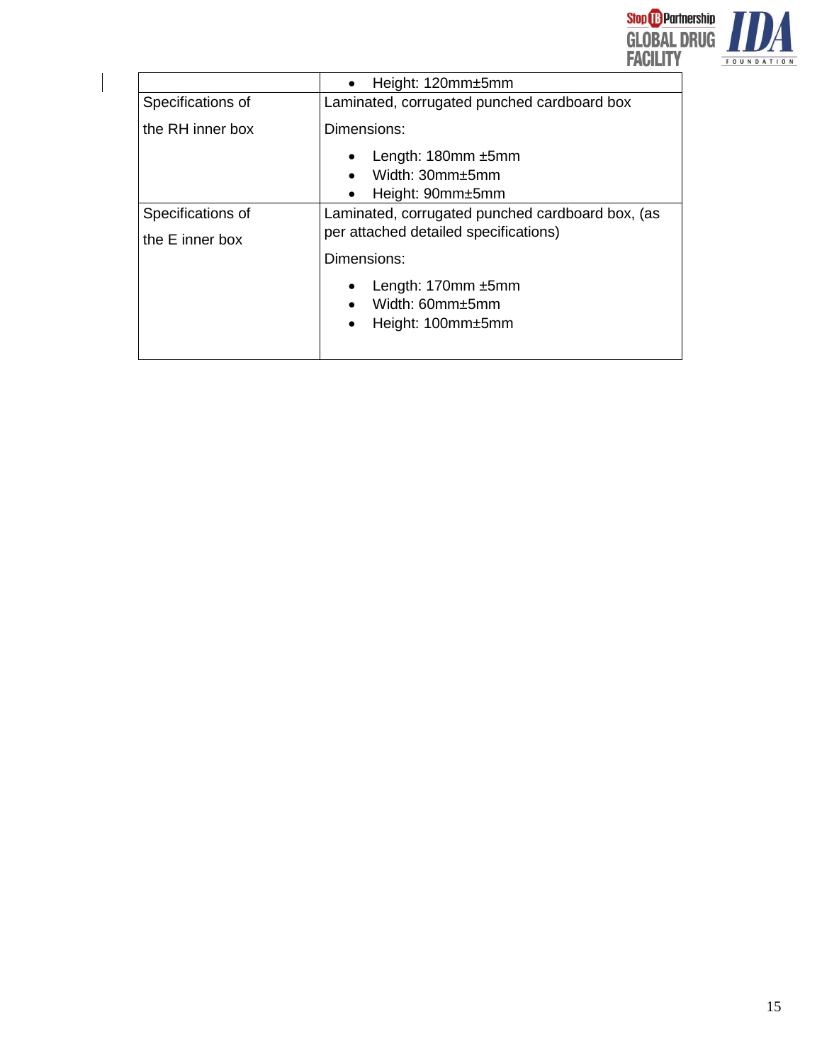| | |
|---|---|
| | • Height: 120mm±5mm |
| Specifications of the RH inner box | Laminated, corrugated punched cardboard box<br>Dimensions:<br>• Length: 180mm ±5mm<br>• Width: 30mm±5mm<br>• Height: 90mm±5mm |
| Specifications of the E inner box | Laminated, corrugated punched cardboard box, (as per attached detailed specifications)<br>Dimensions:<br>• Length: 170mm ±5mm<br>• Width: 60mm±5mm<br>• Height: 100mm±5mm |